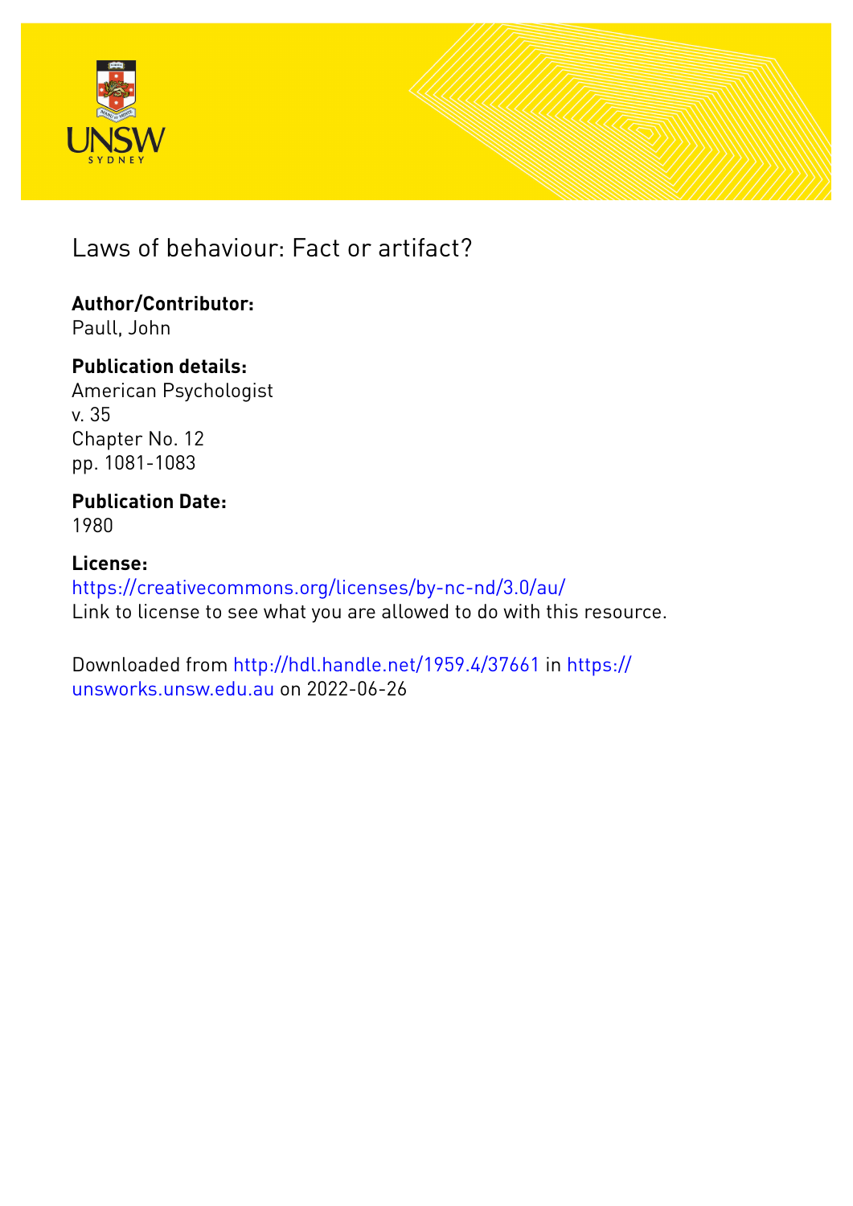# Laws of behaviour: Fact or artifact?

**Author/Contributor:**
Paull, John

**Publication details:**
American Psychologist
v. 35
Chapter No. 12
pp. 1081-1083

**Publication Date:**
1980

**License:**
https://creativecommons.org/licenses/by-nc-nd/3.0/au/
Link to license to see what you are allowed to do with this resource.

Downloaded from http://hdl.handle.net/1959.4/37661 in https://unsworks.unsw.edu.au on 2022-06-26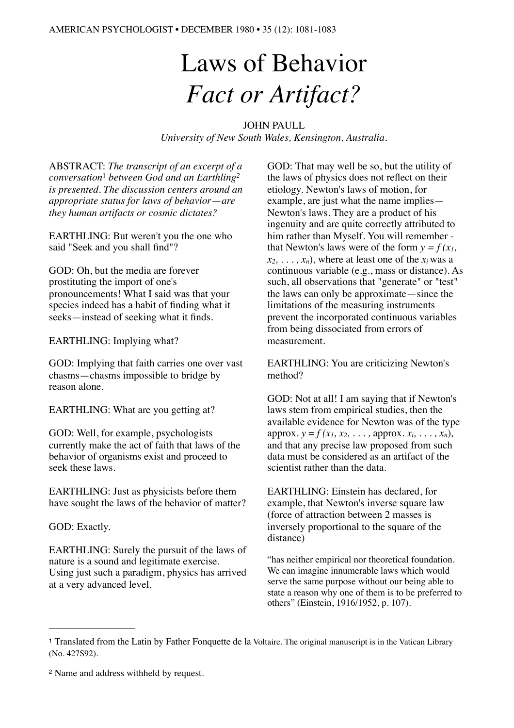# Laws of Behavior
## *Fact or Artifact?*

JOHN PAULL
*University of New South Wales, Kensington, Australia.*

ABSTRACT: *The transcript of an excerpt of a conversation*[1] *between God and an Earthling*[2] *is presented. The discussion centers around an appropriate status for laws of behavior—are they human artifacts or cosmic dictates?*

EARTHLING: But weren't you the one who said "Seek and you shall find"?

GOD: Oh, but the media are forever prostituting the import of one's pronouncements! What I said was that your species indeed has a habit of finding what it seeks—instead of seeking what it finds.

EARTHLING: Implying what?

GOD: Implying that faith carries one over vast chasms—chasms impossible to bridge by reason alone.

EARTHLING: What are you getting at?

GOD: Well, for example, psychologists currently make the act of faith that laws of the behavior of organisms exist and proceed to seek these laws.

EARTHLING: Just as physicists before them have sought the laws of the behavior of matter?

GOD: Exactly.

EARTHLING: Surely the pursuit of the laws of nature is a sound and legitimate exercise. Using just such a paradigm, physics has arrived at a very advanced level.

GOD: That may well be so, but the utility of the laws of physics does not reflect on their etiology. Newton's laws of motion, for example, are just what the name implies—Newton's laws. They are a product of his ingenuity and are quite correctly attributed to him rather than Myself. You will remember - that Newton's laws were of the form $y = f(x_1, x_2, \ldots, x_n)$, where at least one of the $x_i$ was a continuous variable (e.g., mass or distance). As such, all observations that "generate" or "test" the laws can only be approximate—since the limitations of the measuring instruments prevent the incorporated continuous variables from being dissociated from errors of measurement.

EARTHLING: You are criticizing Newton's method?

GOD: Not at all! I am saying that if Newton's laws stem from empirical studies, then the available evidence for Newton was of the type approx. $y = f(x_1, x_2, \ldots,$ approx. $x_i, \ldots, x_n)$, and that any precise law proposed from such data must be considered as an artifact of the scientist rather than the data.

EARTHLING: Einstein has declared, for example, that Newton's inverse square law (force of attraction between 2 masses is inversely proportional to the square of the distance)

> "has neither empirical nor theoretical foundation. We can imagine innumerable laws which would serve the same purpose without our being able to state a reason why one of them is to be preferred to others" (Einstein, 1916/1952, p. 107).

---

[1] Translated from the Latin by Father Fonquette de la Voltaire. The original manuscript is in the Vatican Library (No. 427S92).

[2] Name and address withheld by request.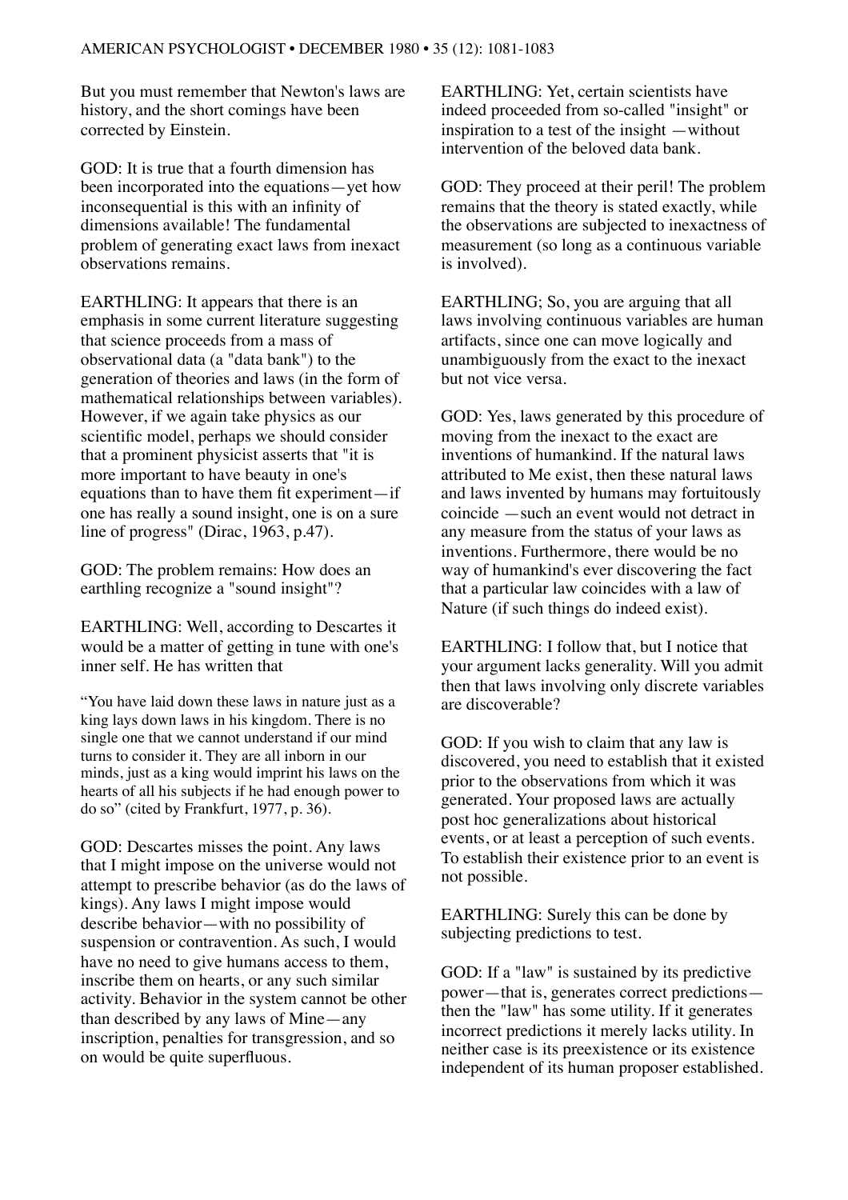But you must remember that Newton's laws are history, and the short comings have been corrected by Einstein.

GOD: It is true that a fourth dimension has been incorporated into the equations—yet how inconsequential is this with an infinity of dimensions available! The fundamental problem of generating exact laws from inexact observations remains.

EARTHLING: It appears that there is an emphasis in some current literature suggesting that science proceeds from a mass of observational data (a "data bank") to the generation of theories and laws (in the form of mathematical relationships between variables). However, if we again take physics as our scientific model, perhaps we should consider that a prominent physicist asserts that "it is more important to have beauty in one's equations than to have them fit experiment—if one has really a sound insight, one is on a sure line of progress" (Dirac, 1963, p.47).

GOD: The problem remains: How does an earthling recognize a "sound insight"?

EARTHLING: Well, according to Descartes it would be a matter of getting in tune with one's inner self. He has written that

> "You have laid down these laws in nature just as a king lays down laws in his kingdom. There is no single one that we cannot understand if our mind turns to consider it. They are all inborn in our minds, just as a king would imprint his laws on the hearts of all his subjects if he had enough power to do so" (cited by Frankfurt, 1977, p. 36).

GOD: Descartes misses the point. Any laws that I might impose on the universe would not attempt to prescribe behavior (as do the laws of kings). Any laws I might impose would describe behavior—with no possibility of suspension or contravention. As such, I would have no need to give humans access to them, inscribe them on hearts, or any such similar activity. Behavior in the system cannot be other than described by any laws of Mine—any inscription, penalties for transgression, and so on would be quite superfluous.

EARTHLING: Yet, certain scientists have indeed proceeded from so-called "insight" or inspiration to a test of the insight —without intervention of the beloved data bank.

GOD: They proceed at their peril! The problem remains that the theory is stated exactly, while the observations are subjected to inexactness of measurement (so long as a continuous variable is involved).

EARTHLING; So, you are arguing that all laws involving continuous variables are human artifacts, since one can move logically and unambiguously from the exact to the inexact but not vice versa.

GOD: Yes, laws generated by this procedure of moving from the inexact to the exact are inventions of humankind. If the natural laws attributed to Me exist, then these natural laws and laws invented by humans may fortuitously coincide —such an event would not detract in any measure from the status of your laws as inventions. Furthermore, there would be no way of humankind's ever discovering the fact that a particular law coincides with a law of Nature (if such things do indeed exist).

EARTHLING: I follow that, but I notice that your argument lacks generality. Will you admit then that laws involving only discrete variables are discoverable?

GOD: If you wish to claim that any law is discovered, you need to establish that it existed prior to the observations from which it was generated. Your proposed laws are actually post hoc generalizations about historical events, or at least a perception of such events. To establish their existence prior to an event is not possible.

EARTHLING: Surely this can be done by subjecting predictions to test.

GOD: If a "law" is sustained by its predictive power—that is, generates correct predictions—then the "law" has some utility. If it generates incorrect predictions it merely lacks utility. In neither case is its preexistence or its existence independent of its human proposer established.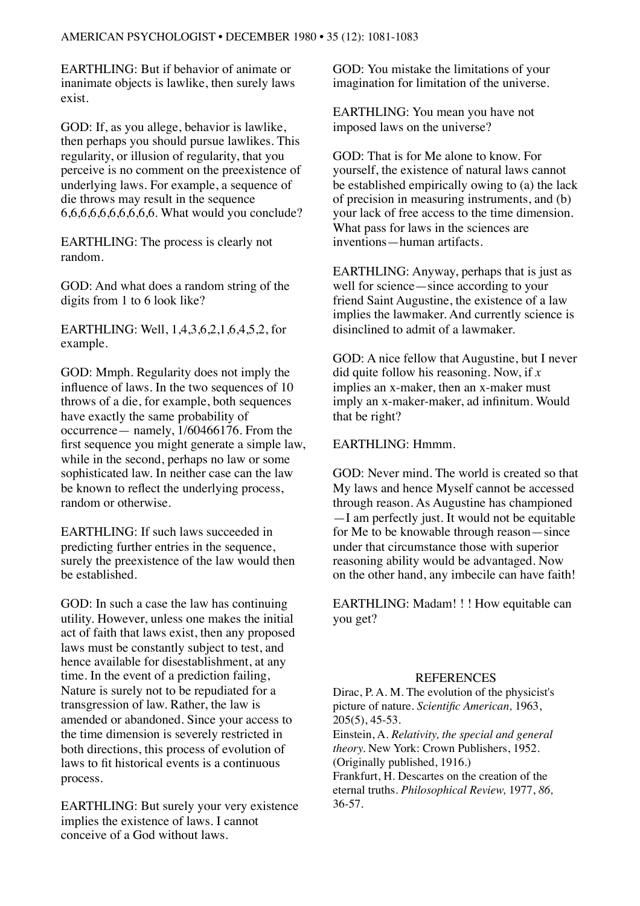EARTHLING: But if behavior of animate or inanimate objects is lawlike, then surely laws exist.

GOD: If, as you allege, behavior is lawlike, then perhaps you should pursue lawlikes. This regularity, or illusion of regularity, that you perceive is no comment on the preexistence of underlying laws. For example, a sequence of die throws may result in the sequence 6,6,6,6,6,6,6,6,6,6. What would you conclude?

EARTHLING: The process is clearly not random.

GOD: And what does a random string of the digits from 1 to 6 look like?

EARTHLING: Well, 1,4,3,6,2,1,6,4,5,2, for example.

GOD: Mmph. Regularity does not imply the influence of laws. In the two sequences of 10 throws of a die, for example, both sequences have exactly the same probability of occurrence— namely, 1/60466176. From the first sequence you might generate a simple law, while in the second, perhaps no law or some sophisticated law. In neither case can the law be known to reflect the underlying process, random or otherwise.

EARTHLING: If such laws succeeded in predicting further entries in the sequence, surely the preexistence of the law would then be established.

GOD: In such a case the law has continuing utility. However, unless one makes the initial act of faith that laws exist, then any proposed laws must be constantly subject to test, and hence available for disestablishment, at any time. In the event of a prediction failing, Nature is surely not to be repudiated for a transgression of law. Rather, the law is amended or abandoned. Since your access to the time dimension is severely restricted in both directions, this process of evolution of laws to fit historical events is a continuous process.

EARTHLING: But surely your very existence implies the existence of laws. I cannot conceive of a God without laws.

GOD: You mistake the limitations of your imagination for limitation of the universe.

EARTHLING: You mean you have not imposed laws on the universe?

GOD: That is for Me alone to know. For yourself, the existence of natural laws cannot be established empirically owing to (a) the lack of precision in measuring instruments, and (b) your lack of free access to the time dimension. What pass for laws in the sciences are inventions—human artifacts.

EARTHLING: Anyway, perhaps that is just as well for science—since according to your friend Saint Augustine, the existence of a law implies the lawmaker. And currently science is disinclined to admit of a lawmaker.

GOD: A nice fellow that Augustine, but I never did quite follow his reasoning. Now, if *x* implies an x-maker, then an x-maker must imply an x-maker-maker, ad infinitum. Would that be right?

EARTHLING: Hmmm.

GOD: Never mind. The world is created so that My laws and hence Myself cannot be accessed through reason. As Augustine has championed—I am perfectly just. It would not be equitable for Me to be knowable through reason—since under that circumstance those with superior reasoning ability would be advantaged. Now on the other hand, any imbecile can have faith!

EARTHLING: Madam! ! ! How equitable can you get?

## REFERENCES

Dirac, P. A. M. The evolution of the physicist's picture of nature. *Scientific American,* 1963, 205(5), 45-53.

Einstein, A. *Relativity, the special and general theory.* New York: Crown Publishers, 1952. (Originally published, 1916.)

Frankfurt, H. Descartes on the creation of the eternal truths. *Philosophical Review,* 1977, *86,* 36-57.